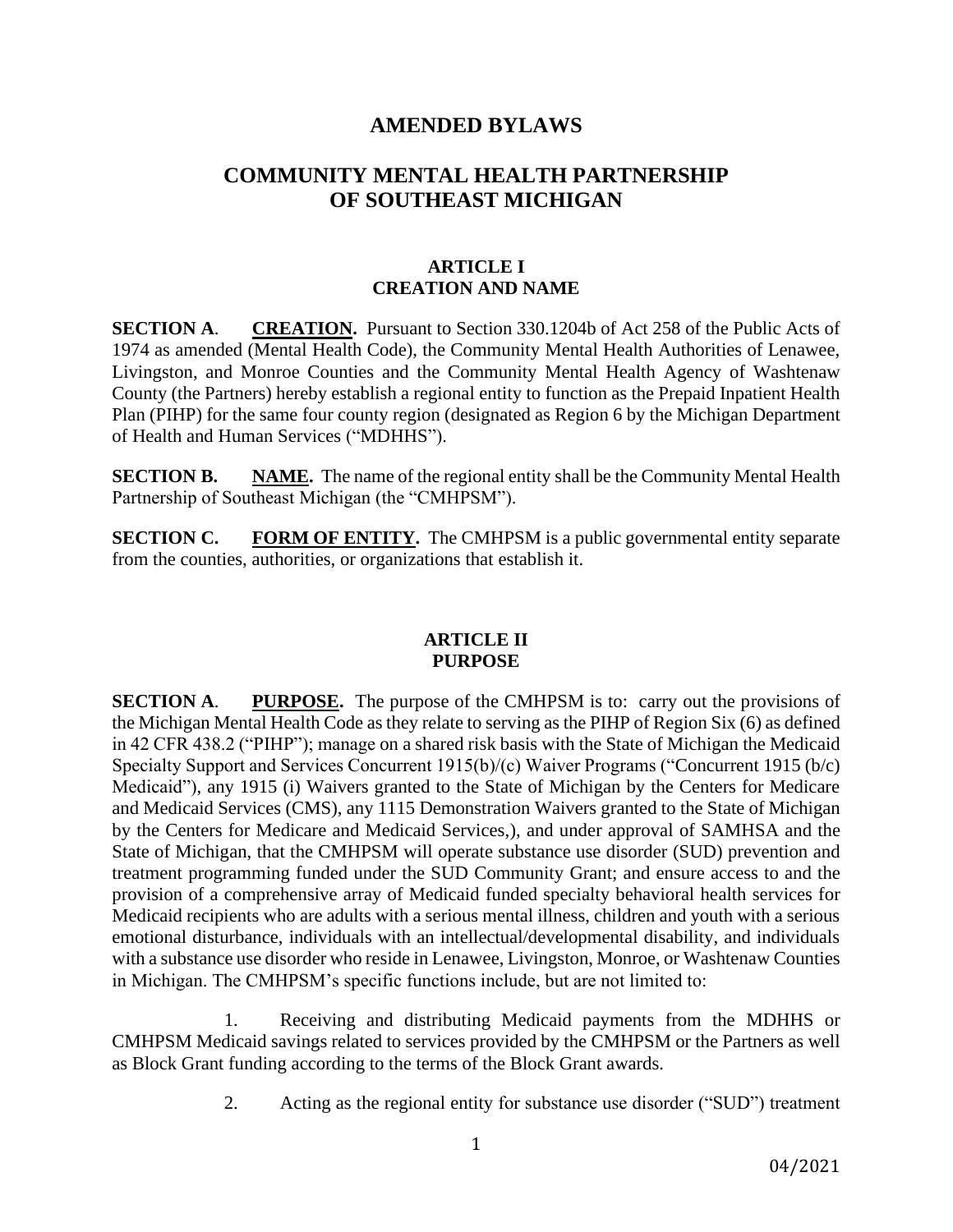# AMENDED BYLAWS

# COMMUNITY MENTAL HEALTH PARTNERSHIP OF SOUTHEAST MICHIGAN

## ARTICLE I
## CREATION AND NAME

**SECTION A**. **CREATION.** Pursuant to Section 330.1204b of Act 258 of the Public Acts of 1974 as amended (Mental Health Code), the Community Mental Health Authorities of Lenawee, Livingston, and Monroe Counties and the Community Mental Health Agency of Washtenaw County (the Partners) hereby establish a regional entity to function as the Prepaid Inpatient Health Plan (PIHP) for the same four county region (designated as Region 6 by the Michigan Department of Health and Human Services ("MDHHS").

**SECTION B.** **NAME.** The name of the regional entity shall be the Community Mental Health Partnership of Southeast Michigan (the "CMHPSM").

**SECTION C.** **FORM OF ENTITY.** The CMHPSM is a public governmental entity separate from the counties, authorities, or organizations that establish it.

## ARTICLE II
## PURPOSE

**SECTION A**. **PURPOSE.** The purpose of the CMHPSM is to: carry out the provisions of the Michigan Mental Health Code as they relate to serving as the PIHP of Region Six (6) as defined in 42 CFR 438.2 ("PIHP"); manage on a shared risk basis with the State of Michigan the Medicaid Specialty Support and Services Concurrent 1915(b)/(c) Waiver Programs ("Concurrent 1915 (b/c) Medicaid"), any 1915 (i) Waivers granted to the State of Michigan by the Centers for Medicare and Medicaid Services (CMS), any 1115 Demonstration Waivers granted to the State of Michigan by the Centers for Medicare and Medicaid Services,), and under approval of SAMHSA and the State of Michigan, that the CMHPSM will operate substance use disorder (SUD) prevention and treatment programming funded under the SUD Community Grant; and ensure access to and the provision of a comprehensive array of Medicaid funded specialty behavioral health services for Medicaid recipients who are adults with a serious mental illness, children and youth with a serious emotional disturbance, individuals with an intellectual/developmental disability, and individuals with a substance use disorder who reside in Lenawee, Livingston, Monroe, or Washtenaw Counties in Michigan. The CMHPSM's specific functions include, but are not limited to:

1. Receiving and distributing Medicaid payments from the MDHHS or CMHPSM Medicaid savings related to services provided by the CMHPSM or the Partners as well as Block Grant funding according to the terms of the Block Grant awards.

2. Acting as the regional entity for substance use disorder ("SUD") treatment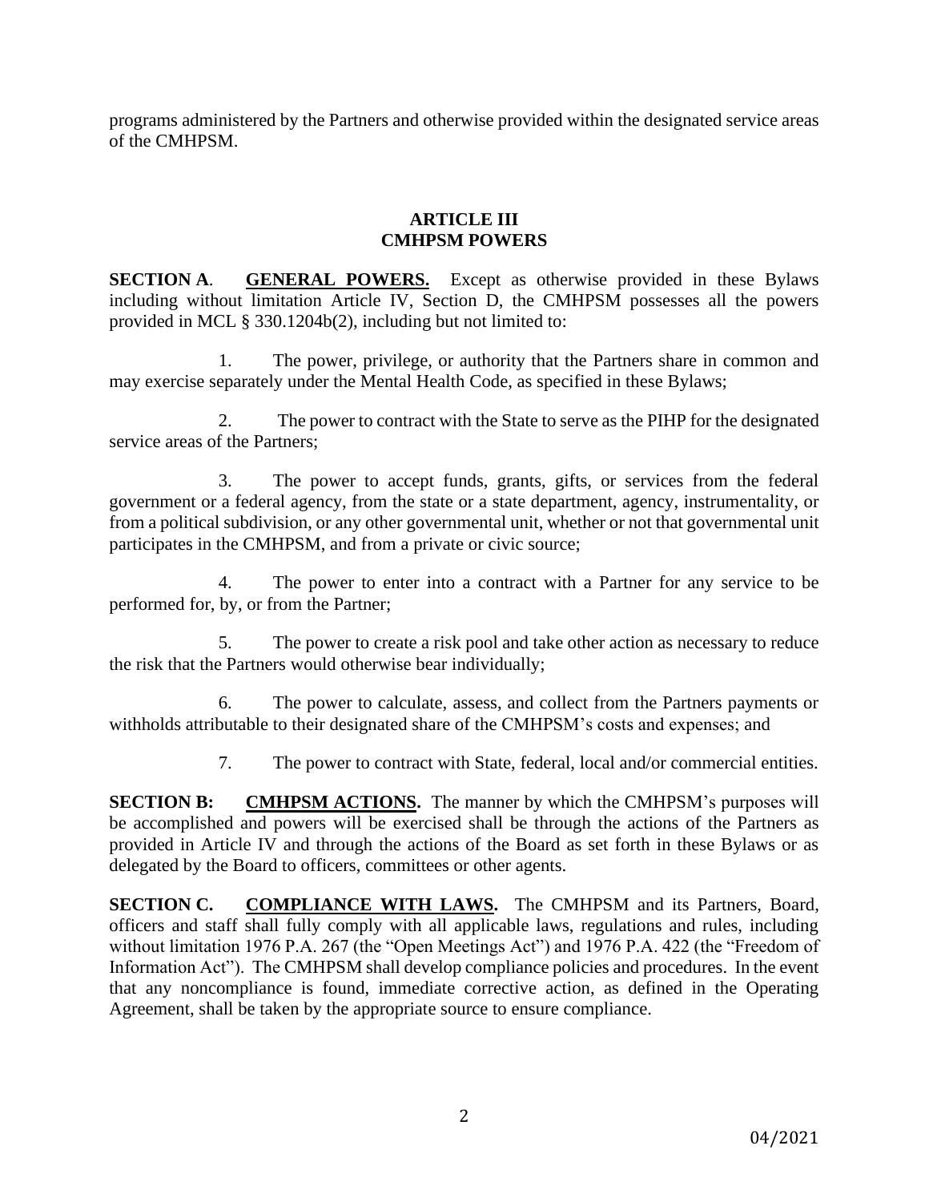programs administered by the Partners and otherwise provided within the designated service areas of the CMHPSM.

## ARTICLE III
## CMHPSM POWERS

**SECTION A**. **GENERAL POWERS.** Except as otherwise provided in these Bylaws including without limitation Article IV, Section D, the CMHPSM possesses all the powers provided in MCL § 330.1204b(2), including but not limited to:

1. The power, privilege, or authority that the Partners share in common and may exercise separately under the Mental Health Code, as specified in these Bylaws;

2. The power to contract with the State to serve as the PIHP for the designated service areas of the Partners;

3. The power to accept funds, grants, gifts, or services from the federal government or a federal agency, from the state or a state department, agency, instrumentality, or from a political subdivision, or any other governmental unit, whether or not that governmental unit participates in the CMHPSM, and from a private or civic source;

4. The power to enter into a contract with a Partner for any service to be performed for, by, or from the Partner;

5. The power to create a risk pool and take other action as necessary to reduce the risk that the Partners would otherwise bear individually;

6. The power to calculate, assess, and collect from the Partners payments or withholds attributable to their designated share of the CMHPSM's costs and expenses; and

7. The power to contract with State, federal, local and/or commercial entities.

**SECTION B:** **CMHPSM ACTIONS.** The manner by which the CMHPSM's purposes will be accomplished and powers will be exercised shall be through the actions of the Partners as provided in Article IV and through the actions of the Board as set forth in these Bylaws or as delegated by the Board to officers, committees or other agents.

**SECTION C.** **COMPLIANCE WITH LAWS.** The CMHPSM and its Partners, Board, officers and staff shall fully comply with all applicable laws, regulations and rules, including without limitation 1976 P.A. 267 (the "Open Meetings Act") and 1976 P.A. 422 (the "Freedom of Information Act"). The CMHPSM shall develop compliance policies and procedures. In the event that any noncompliance is found, immediate corrective action, as defined in the Operating Agreement, shall be taken by the appropriate source to ensure compliance.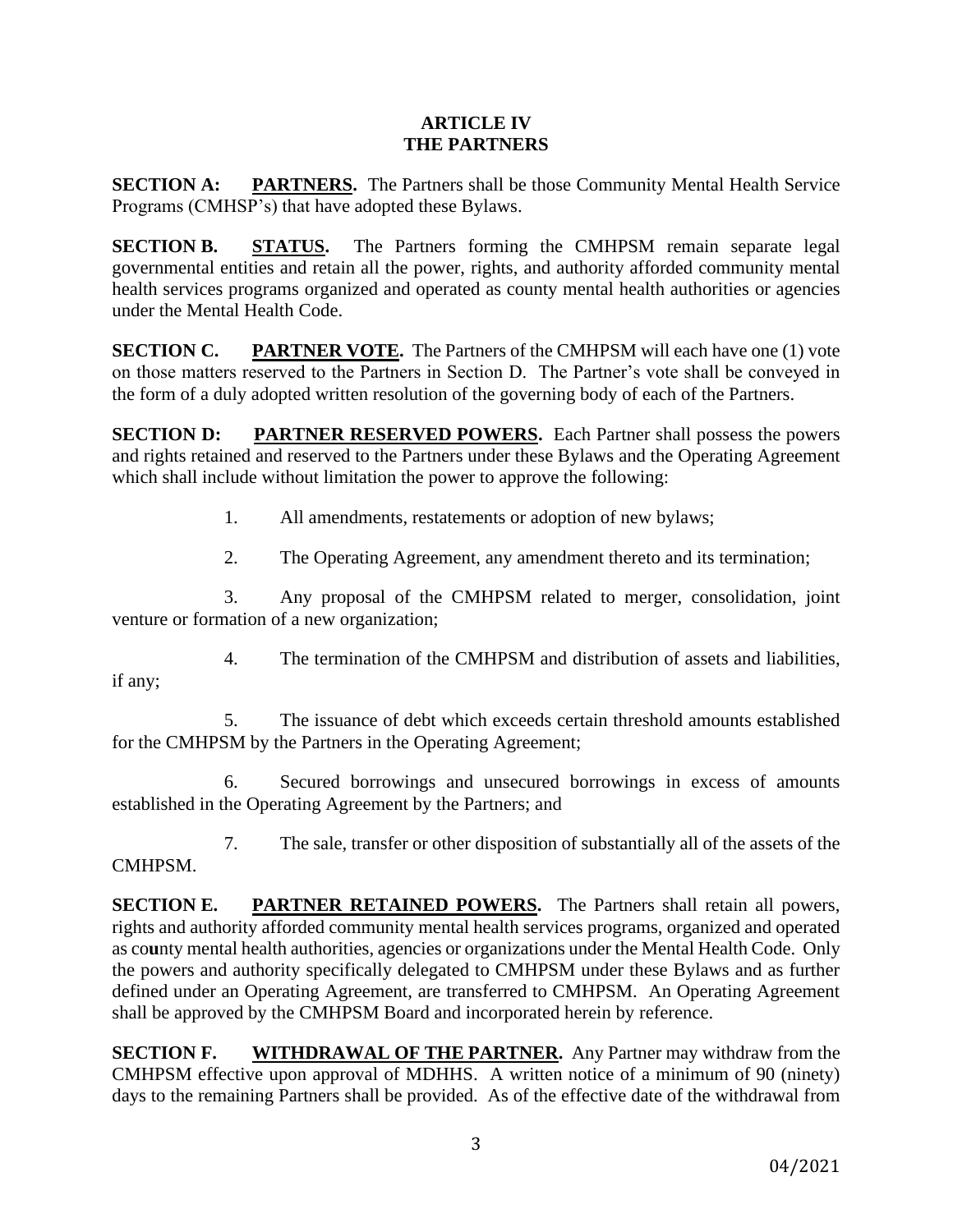# ARTICLE IV
# THE PARTNERS

**SECTION A: <u>PARTNERS</u>.** The Partners shall be those Community Mental Health Service Programs (CMHSP's) that have adopted these Bylaws.

**SECTION B. <u>STATUS</u>.** The Partners forming the CMHPSM remain separate legal governmental entities and retain all the power, rights, and authority afforded community mental health services programs organized and operated as county mental health authorities or agencies under the Mental Health Code.

**SECTION C. <u>PARTNER VOTE</u>.** The Partners of the CMHPSM will each have one (1) vote on those matters reserved to the Partners in Section D. The Partner's vote shall be conveyed in the form of a duly adopted written resolution of the governing body of each of the Partners.

**SECTION D: <u>PARTNER RESERVED POWERS</u>.** Each Partner shall possess the powers and rights retained and reserved to the Partners under these Bylaws and the Operating Agreement which shall include without limitation the power to approve the following:

1. All amendments, restatements or adoption of new bylaws;

2. The Operating Agreement, any amendment thereto and its termination;

3. Any proposal of the CMHPSM related to merger, consolidation, joint venture or formation of a new organization;

4. The termination of the CMHPSM and distribution of assets and liabilities, if any;

5. The issuance of debt which exceeds certain threshold amounts established for the CMHPSM by the Partners in the Operating Agreement;

6. Secured borrowings and unsecured borrowings in excess of amounts established in the Operating Agreement by the Partners; and

7. The sale, transfer or other disposition of substantially all of the assets of the CMHPSM.

**SECTION E. <u>PARTNER RETAINED POWERS</u>.** The Partners shall retain all powers, rights and authority afforded community mental health services programs, organized and operated as county mental health authorities, agencies or organizations under the Mental Health Code. Only the powers and authority specifically delegated to CMHPSM under these Bylaws and as further defined under an Operating Agreement, are transferred to CMHPSM. An Operating Agreement shall be approved by the CMHPSM Board and incorporated herein by reference.

**SECTION F. <u>WITHDRAWAL OF THE PARTNER</u>.** Any Partner may withdraw from the CMHPSM effective upon approval of MDHHS. A written notice of a minimum of 90 (ninety) days to the remaining Partners shall be provided. As of the effective date of the withdrawal from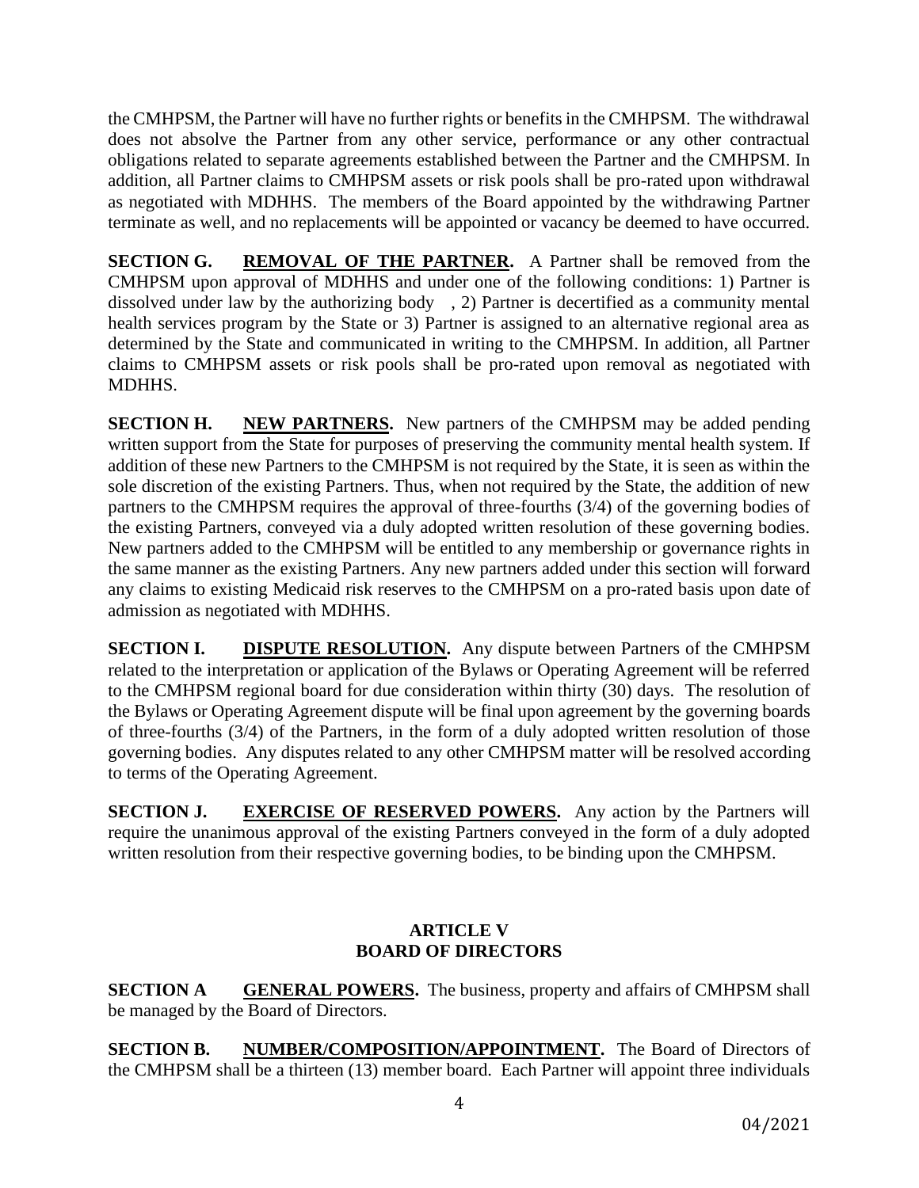the CMHPSM, the Partner will have no further rights or benefits in the CMHPSM. The withdrawal does not absolve the Partner from any other service, performance or any other contractual obligations related to separate agreements established between the Partner and the CMHPSM. In addition, all Partner claims to CMHPSM assets or risk pools shall be pro-rated upon withdrawal as negotiated with MDHHS. The members of the Board appointed by the withdrawing Partner terminate as well, and no replacements will be appointed or vacancy be deemed to have occurred.

**SECTION G. REMOVAL OF THE PARTNER.** A Partner shall be removed from the CMHPSM upon approval of MDHHS and under one of the following conditions: 1) Partner is dissolved under law by the authorizing body , 2) Partner is decertified as a community mental health services program by the State or 3) Partner is assigned to an alternative regional area as determined by the State and communicated in writing to the CMHPSM. In addition, all Partner claims to CMHPSM assets or risk pools shall be pro-rated upon removal as negotiated with MDHHS.

**SECTION H. NEW PARTNERS.** New partners of the CMHPSM may be added pending written support from the State for purposes of preserving the community mental health system. If addition of these new Partners to the CMHPSM is not required by the State, it is seen as within the sole discretion of the existing Partners. Thus, when not required by the State, the addition of new partners to the CMHPSM requires the approval of three-fourths (3/4) of the governing bodies of the existing Partners, conveyed via a duly adopted written resolution of these governing bodies. New partners added to the CMHPSM will be entitled to any membership or governance rights in the same manner as the existing Partners. Any new partners added under this section will forward any claims to existing Medicaid risk reserves to the CMHPSM on a pro-rated basis upon date of admission as negotiated with MDHHS.

**SECTION I. DISPUTE RESOLUTION.** Any dispute between Partners of the CMHPSM related to the interpretation or application of the Bylaws or Operating Agreement will be referred to the CMHPSM regional board for due consideration within thirty (30) days. The resolution of the Bylaws or Operating Agreement dispute will be final upon agreement by the governing boards of three-fourths (3/4) of the Partners, in the form of a duly adopted written resolution of those governing bodies. Any disputes related to any other CMHPSM matter will be resolved according to terms of the Operating Agreement.

**SECTION J. EXERCISE OF RESERVED POWERS.** Any action by the Partners will require the unanimous approval of the existing Partners conveyed in the form of a duly adopted written resolution from their respective governing bodies, to be binding upon the CMHPSM.

## ARTICLE V
## BOARD OF DIRECTORS

**SECTION A GENERAL POWERS.** The business, property and affairs of CMHPSM shall be managed by the Board of Directors.

**SECTION B. NUMBER/COMPOSITION/APPOINTMENT.** The Board of Directors of the CMHPSM shall be a thirteen (13) member board. Each Partner will appoint three individuals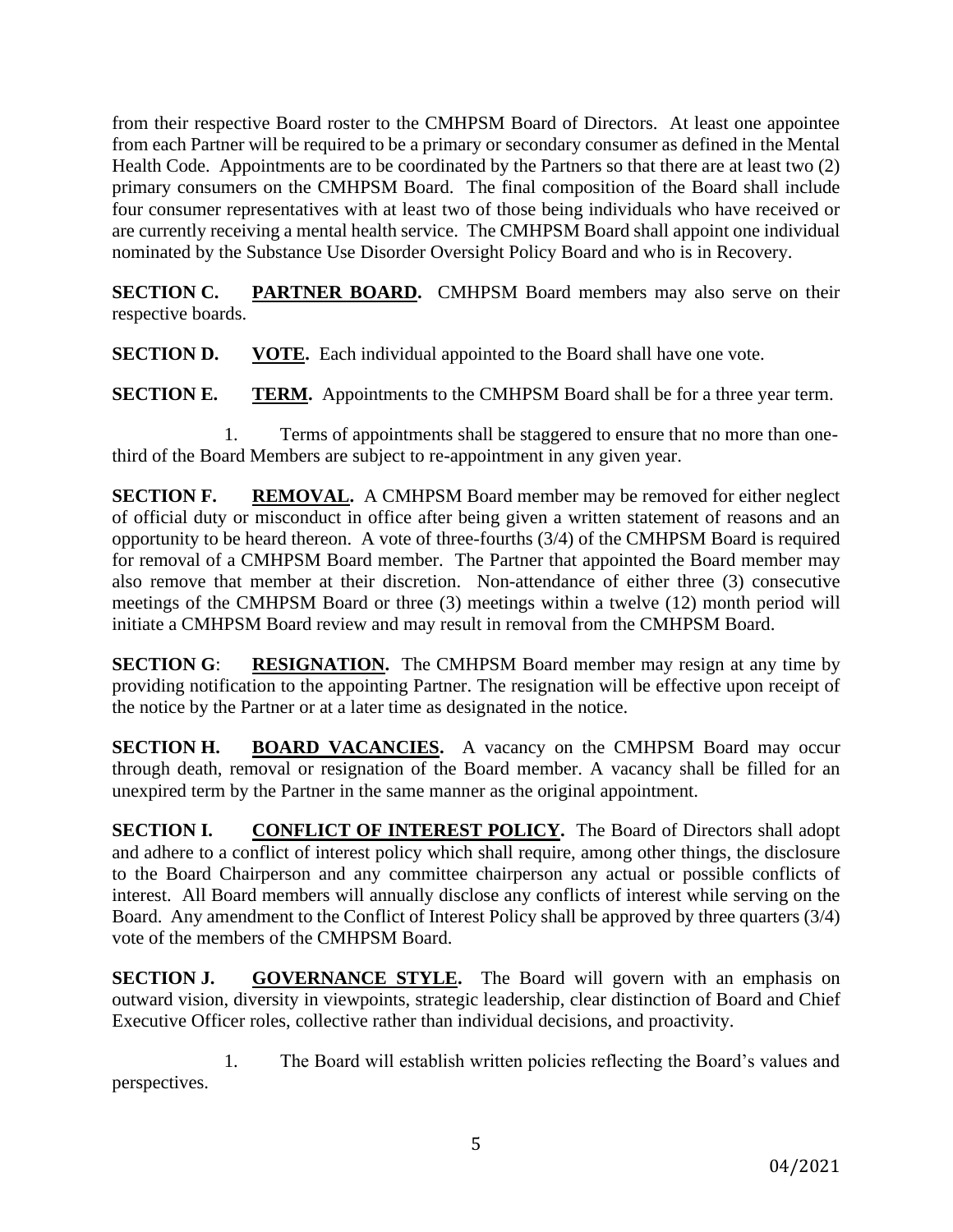from their respective Board roster to the CMHPSM Board of Directors. At least one appointee from each Partner will be required to be a primary or secondary consumer as defined in the Mental Health Code. Appointments are to be coordinated by the Partners so that there are at least two (2) primary consumers on the CMHPSM Board. The final composition of the Board shall include four consumer representatives with at least two of those being individuals who have received or are currently receiving a mental health service. The CMHPSM Board shall appoint one individual nominated by the Substance Use Disorder Oversight Policy Board and who is in Recovery.

**SECTION C. PARTNER BOARD.** CMHPSM Board members may also serve on their respective boards.

**SECTION D. VOTE.** Each individual appointed to the Board shall have one vote.

**SECTION E. TERM.** Appointments to the CMHPSM Board shall be for a three year term.

1. Terms of appointments shall be staggered to ensure that no more than one-third of the Board Members are subject to re-appointment in any given year.

**SECTION F. REMOVAL.** A CMHPSM Board member may be removed for either neglect of official duty or misconduct in office after being given a written statement of reasons and an opportunity to be heard thereon. A vote of three-fourths (3/4) of the CMHPSM Board is required for removal of a CMHPSM Board member. The Partner that appointed the Board member may also remove that member at their discretion. Non-attendance of either three (3) consecutive meetings of the CMHPSM Board or three (3) meetings within a twelve (12) month period will initiate a CMHPSM Board review and may result in removal from the CMHPSM Board.

**SECTION G: RESIGNATION.** The CMHPSM Board member may resign at any time by providing notification to the appointing Partner. The resignation will be effective upon receipt of the notice by the Partner or at a later time as designated in the notice.

**SECTION H. BOARD VACANCIES.** A vacancy on the CMHPSM Board may occur through death, removal or resignation of the Board member. A vacancy shall be filled for an unexpired term by the Partner in the same manner as the original appointment.

**SECTION I. CONFLICT OF INTEREST POLICY.** The Board of Directors shall adopt and adhere to a conflict of interest policy which shall require, among other things, the disclosure to the Board Chairperson and any committee chairperson any actual or possible conflicts of interest. All Board members will annually disclose any conflicts of interest while serving on the Board. Any amendment to the Conflict of Interest Policy shall be approved by three quarters (3/4) vote of the members of the CMHPSM Board.

**SECTION J. GOVERNANCE STYLE.** The Board will govern with an emphasis on outward vision, diversity in viewpoints, strategic leadership, clear distinction of Board and Chief Executive Officer roles, collective rather than individual decisions, and proactivity.

1. The Board will establish written policies reflecting the Board's values and perspectives.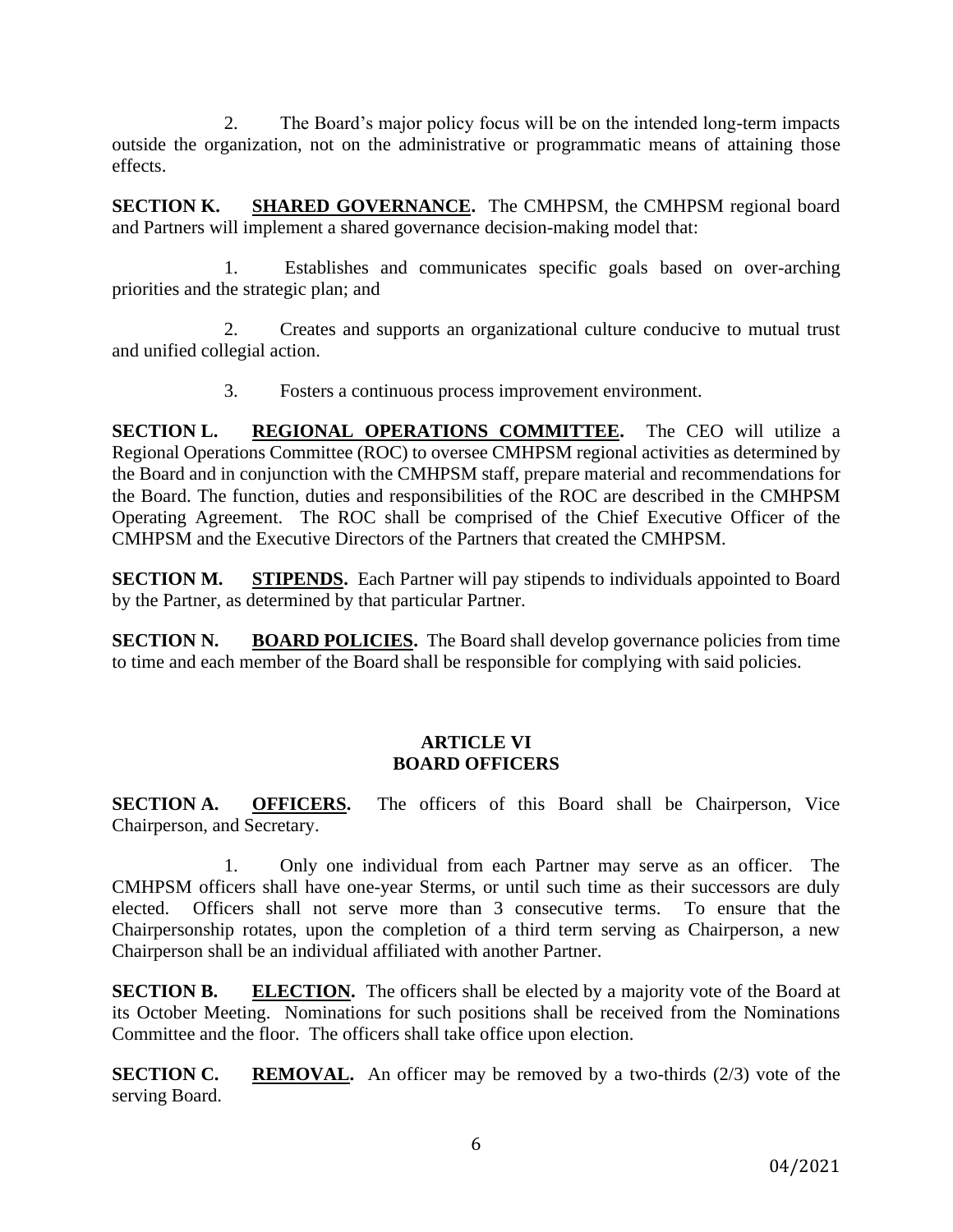2. The Board's major policy focus will be on the intended long-term impacts outside the organization, not on the administrative or programmatic means of attaining those effects.

**SECTION K. <u>SHARED GOVERNANCE</u>.** The CMHPSM, the CMHPSM regional board and Partners will implement a shared governance decision-making model that:

1. Establishes and communicates specific goals based on over-arching priorities and the strategic plan; and

2. Creates and supports an organizational culture conducive to mutual trust and unified collegial action.

3. Fosters a continuous process improvement environment.

**SECTION L. <u>REGIONAL OPERATIONS COMMITTEE</u>.** The CEO will utilize a Regional Operations Committee (ROC) to oversee CMHPSM regional activities as determined by the Board and in conjunction with the CMHPSM staff, prepare material and recommendations for the Board. The function, duties and responsibilities of the ROC are described in the CMHPSM Operating Agreement. The ROC shall be comprised of the Chief Executive Officer of the CMHPSM and the Executive Directors of the Partners that created the CMHPSM.

**SECTION M. <u>STIPENDS</u>.** Each Partner will pay stipends to individuals appointed to Board by the Partner, as determined by that particular Partner.

**SECTION N. <u>BOARD POLICIES</u>.** The Board shall develop governance policies from time to time and each member of the Board shall be responsible for complying with said policies.

## ARTICLE VI
## BOARD OFFICERS

**SECTION A. <u>OFFICERS</u>.** The officers of this Board shall be Chairperson, Vice Chairperson, and Secretary.

1. Only one individual from each Partner may serve as an officer. The CMHPSM officers shall have one-year Sterms, or until such time as their successors are duly elected. Officers shall not serve more than 3 consecutive terms. To ensure that the Chairpersonship rotates, upon the completion of a third term serving as Chairperson, a new Chairperson shall be an individual affiliated with another Partner.

**SECTION B. <u>ELECTION</u>.** The officers shall be elected by a majority vote of the Board at its October Meeting. Nominations for such positions shall be received from the Nominations Committee and the floor. The officers shall take office upon election.

**SECTION C. <u>REMOVAL</u>.** An officer may be removed by a two-thirds (2/3) vote of the serving Board.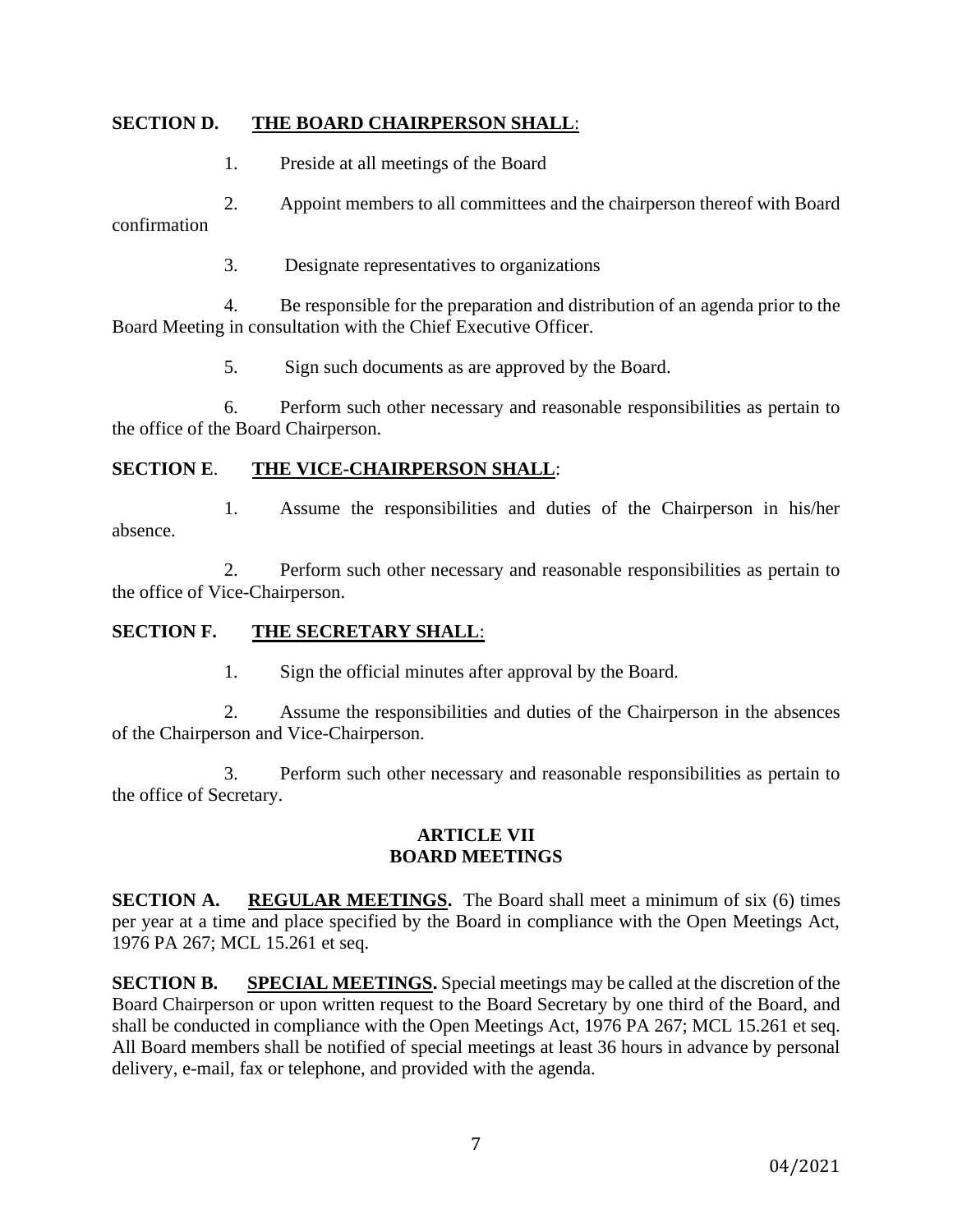**SECTION D.** **THE BOARD CHAIRPERSON SHALL**:

1. Preside at all meetings of the Board

2. Appoint members to all committees and the chairperson thereof with Board confirmation

3. Designate representatives to organizations

4. Be responsible for the preparation and distribution of an agenda prior to the Board Meeting in consultation with the Chief Executive Officer.

5. Sign such documents as are approved by the Board.

6. Perform such other necessary and reasonable responsibilities as pertain to the office of the Board Chairperson.

**SECTION E**. **THE VICE-CHAIRPERSON SHALL**:

1. Assume the responsibilities and duties of the Chairperson in his/her absence.

2. Perform such other necessary and reasonable responsibilities as pertain to the office of Vice-Chairperson.

**SECTION F.** **THE SECRETARY SHALL**:

1. Sign the official minutes after approval by the Board.

2. Assume the responsibilities and duties of the Chairperson in the absences of the Chairperson and Vice-Chairperson.

3. Perform such other necessary and reasonable responsibilities as pertain to the office of Secretary.

## ARTICLE VII
## BOARD MEETINGS

**SECTION A.** **REGULAR MEETINGS.** The Board shall meet a minimum of six (6) times per year at a time and place specified by the Board in compliance with the Open Meetings Act, 1976 PA 267; MCL 15.261 et seq.

**SECTION B.** **SPECIAL MEETINGS.** Special meetings may be called at the discretion of the Board Chairperson or upon written request to the Board Secretary by one third of the Board, and shall be conducted in compliance with the Open Meetings Act, 1976 PA 267; MCL 15.261 et seq. All Board members shall be notified of special meetings at least 36 hours in advance by personal delivery, e-mail, fax or telephone, and provided with the agenda.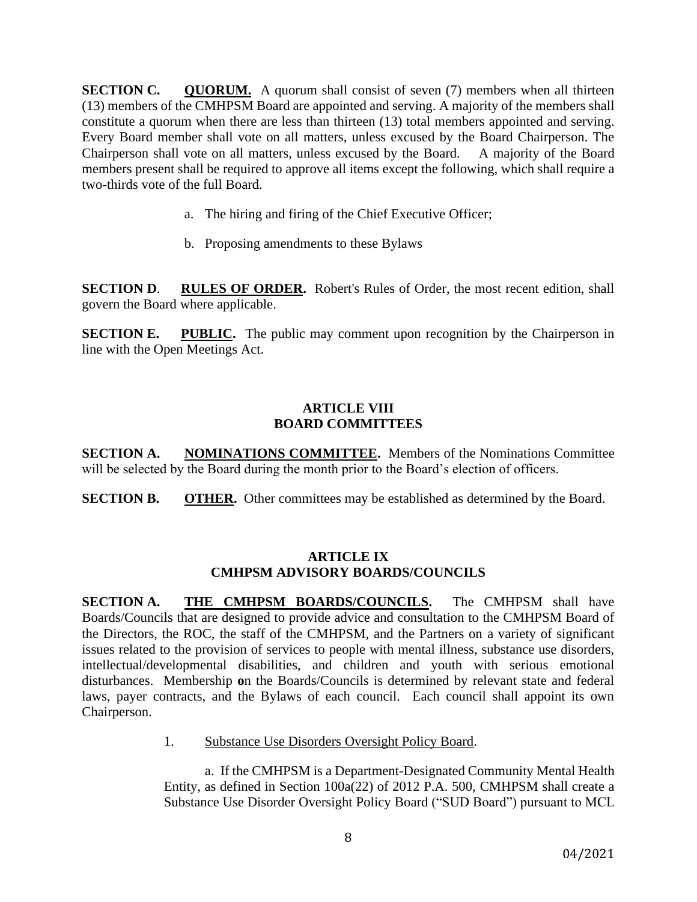**SECTION C. QUORUM.** A quorum shall consist of seven (7) members when all thirteen (13) members of the CMHPSM Board are appointed and serving. A majority of the members shall constitute a quorum when there are less than thirteen (13) total members appointed and serving. Every Board member shall vote on all matters, unless excused by the Board Chairperson. The Chairperson shall vote on all matters, unless excused by the Board. A majority of the Board members present shall be required to approve all items except the following, which shall require a two-thirds vote of the full Board.

a. The hiring and firing of the Chief Executive Officer;

b. Proposing amendments to these Bylaws

**SECTION D. RULES OF ORDER.** Robert's Rules of Order, the most recent edition, shall govern the Board where applicable.

**SECTION E. PUBLIC.** The public may comment upon recognition by the Chairperson in line with the Open Meetings Act.

## ARTICLE VIII
## BOARD COMMITTEES

**SECTION A. NOMINATIONS COMMITTEE.** Members of the Nominations Committee will be selected by the Board during the month prior to the Board's election of officers.

**SECTION B. OTHER.** Other committees may be established as determined by the Board.

## ARTICLE IX
## CMHPSM ADVISORY BOARDS/COUNCILS

**SECTION A. THE CMHPSM BOARDS/COUNCILS.** The CMHPSM shall have Boards/Councils that are designed to provide advice and consultation to the CMHPSM Board of the Directors, the ROC, the staff of the CMHPSM, and the Partners on a variety of significant issues related to the provision of services to people with mental illness, substance use disorders, intellectual/developmental disabilities, and children and youth with serious emotional disturbances. Membership on the Boards/Councils is determined by relevant state and federal laws, payer contracts, and the Bylaws of each council. Each council shall appoint its own Chairperson.

1. Substance Use Disorders Oversight Policy Board.

a. If the CMHPSM is a Department-Designated Community Mental Health Entity, as defined in Section 100a(22) of 2012 P.A. 500, CMHPSM shall create a Substance Use Disorder Oversight Policy Board ("SUD Board") pursuant to MCL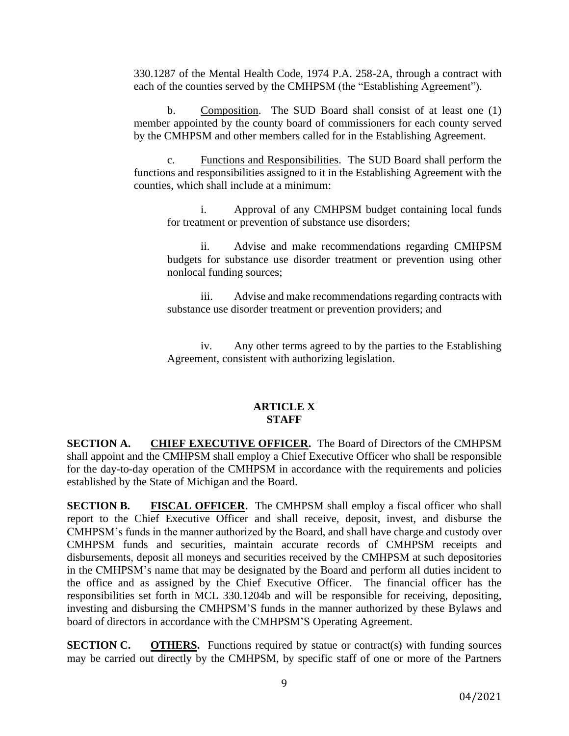330.1287 of the Mental Health Code, 1974 P.A. 258-2A, through a contract with each of the counties served by the CMHPSM (the "Establishing Agreement").

b. Composition. The SUD Board shall consist of at least one (1) member appointed by the county board of commissioners for each county served by the CMHPSM and other members called for in the Establishing Agreement.

c. Functions and Responsibilities. The SUD Board shall perform the functions and responsibilities assigned to it in the Establishing Agreement with the counties, which shall include at a minimum:

i. Approval of any CMHPSM budget containing local funds for treatment or prevention of substance use disorders;

ii. Advise and make recommendations regarding CMHPSM budgets for substance use disorder treatment or prevention using other nonlocal funding sources;

iii. Advise and make recommendations regarding contracts with substance use disorder treatment or prevention providers; and

iv. Any other terms agreed to by the parties to the Establishing Agreement, consistent with authorizing legislation.

## ARTICLE X
## STAFF

**SECTION A. CHIEF EXECUTIVE OFFICER.** The Board of Directors of the CMHPSM shall appoint and the CMHPSM shall employ a Chief Executive Officer who shall be responsible for the day-to-day operation of the CMHPSM in accordance with the requirements and policies established by the State of Michigan and the Board.

**SECTION B. FISCAL OFFICER.** The CMHPSM shall employ a fiscal officer who shall report to the Chief Executive Officer and shall receive, deposit, invest, and disburse the CMHPSM's funds in the manner authorized by the Board, and shall have charge and custody over CMHPSM funds and securities, maintain accurate records of CMHPSM receipts and disbursements, deposit all moneys and securities received by the CMHPSM at such depositories in the CMHPSM's name that may be designated by the Board and perform all duties incident to the office and as assigned by the Chief Executive Officer. The financial officer has the responsibilities set forth in MCL 330.1204b and will be responsible for receiving, depositing, investing and disbursing the CMHPSM'S funds in the manner authorized by these Bylaws and board of directors in accordance with the CMHPSM'S Operating Agreement.

**SECTION C. OTHERS.** Functions required by statue or contract(s) with funding sources may be carried out directly by the CMHPSM, by specific staff of one or more of the Partners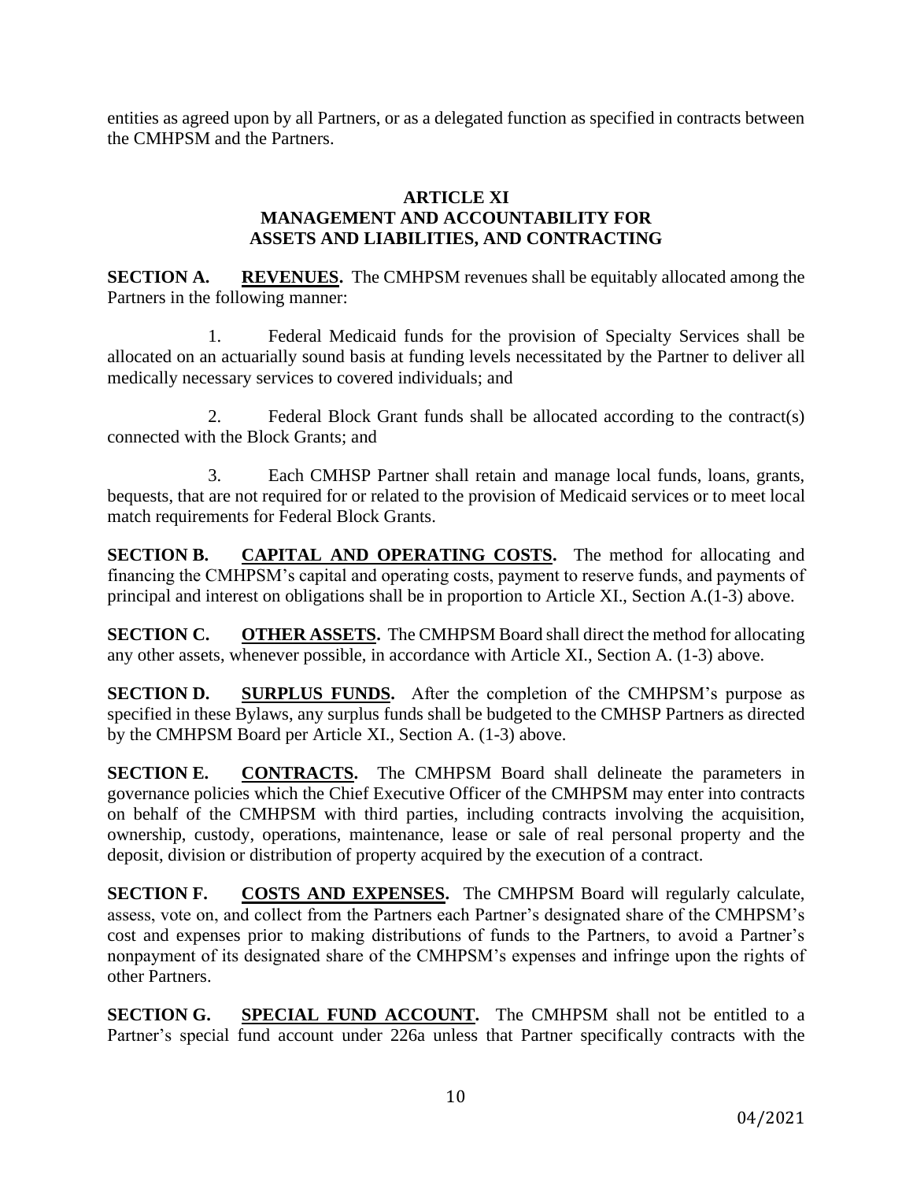entities as agreed upon by all Partners, or as a delegated function as specified in contracts between the CMHPSM and the Partners.

## ARTICLE XI
## MANAGEMENT AND ACCOUNTABILITY FOR ASSETS AND LIABILITIES, AND CONTRACTING

**SECTION A. REVENUES.** The CMHPSM revenues shall be equitably allocated among the Partners in the following manner:

1. Federal Medicaid funds for the provision of Specialty Services shall be allocated on an actuarially sound basis at funding levels necessitated by the Partner to deliver all medically necessary services to covered individuals; and

2. Federal Block Grant funds shall be allocated according to the contract(s) connected with the Block Grants; and

3. Each CMHSP Partner shall retain and manage local funds, loans, grants, bequests, that are not required for or related to the provision of Medicaid services or to meet local match requirements for Federal Block Grants.

**SECTION B. CAPITAL AND OPERATING COSTS.** The method for allocating and financing the CMHPSM's capital and operating costs, payment to reserve funds, and payments of principal and interest on obligations shall be in proportion to Article XI., Section A.(1-3) above.

**SECTION C. OTHER ASSETS.** The CMHPSM Board shall direct the method for allocating any other assets, whenever possible, in accordance with Article XI., Section A. (1-3) above.

**SECTION D. SURPLUS FUNDS.** After the completion of the CMHPSM's purpose as specified in these Bylaws, any surplus funds shall be budgeted to the CMHSP Partners as directed by the CMHPSM Board per Article XI., Section A. (1-3) above.

**SECTION E. CONTRACTS.** The CMHPSM Board shall delineate the parameters in governance policies which the Chief Executive Officer of the CMHPSM may enter into contracts on behalf of the CMHPSM with third parties, including contracts involving the acquisition, ownership, custody, operations, maintenance, lease or sale of real personal property and the deposit, division or distribution of property acquired by the execution of a contract.

**SECTION F. COSTS AND EXPENSES.** The CMHPSM Board will regularly calculate, assess, vote on, and collect from the Partners each Partner's designated share of the CMHPSM's cost and expenses prior to making distributions of funds to the Partners, to avoid a Partner's nonpayment of its designated share of the CMHPSM's expenses and infringe upon the rights of other Partners.

**SECTION G. SPECIAL FUND ACCOUNT.** The CMHPSM shall not be entitled to a Partner's special fund account under 226a unless that Partner specifically contracts with the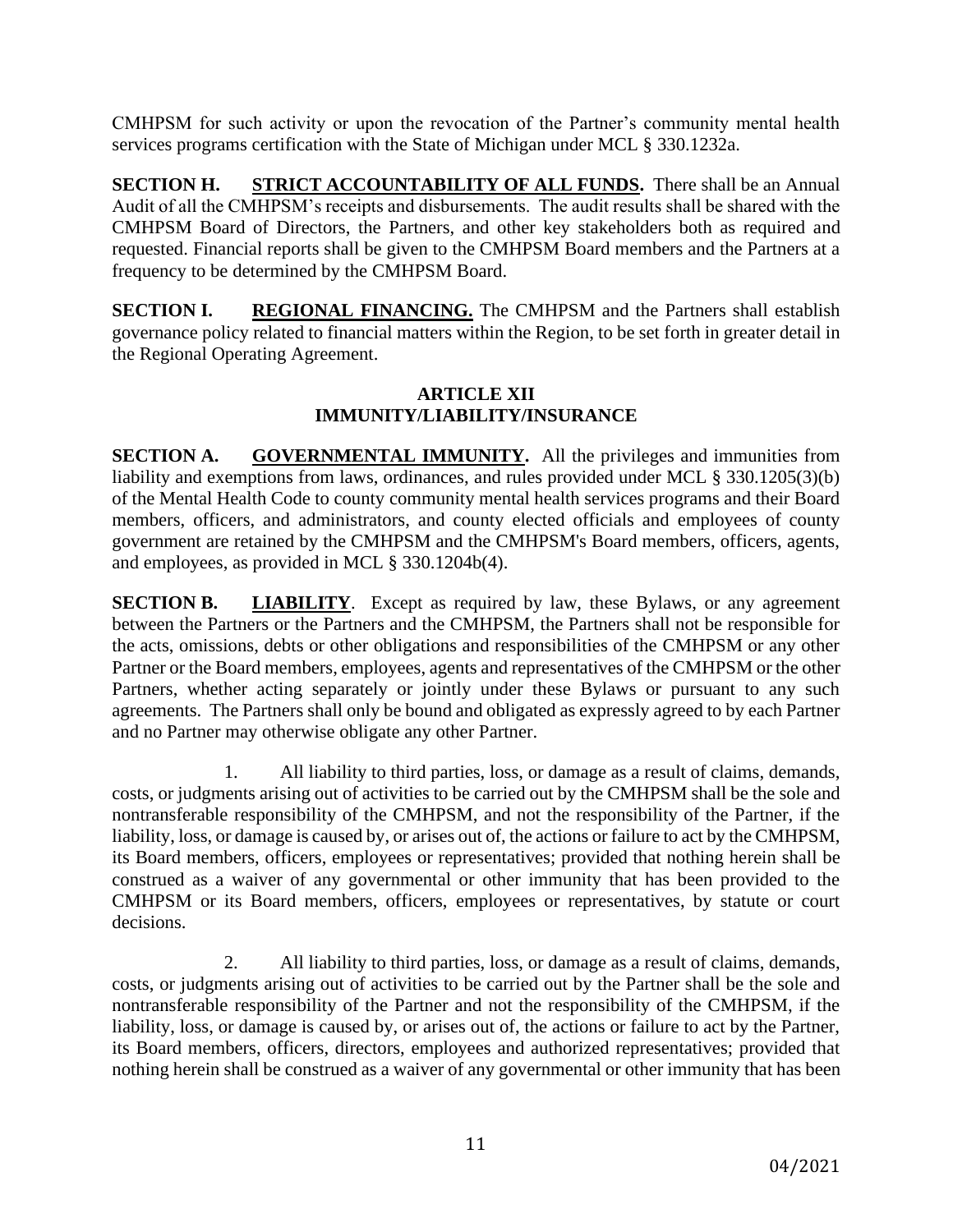CMHPSM for such activity or upon the revocation of the Partner's community mental health services programs certification with the State of Michigan under MCL § 330.1232a.

**SECTION H. STRICT ACCOUNTABILITY OF ALL FUNDS.** There shall be an Annual Audit of all the CMHPSM's receipts and disbursements. The audit results shall be shared with the CMHPSM Board of Directors, the Partners, and other key stakeholders both as required and requested. Financial reports shall be given to the CMHPSM Board members and the Partners at a frequency to be determined by the CMHPSM Board.

**SECTION I. REGIONAL FINANCING.** The CMHPSM and the Partners shall establish governance policy related to financial matters within the Region, to be set forth in greater detail in the Regional Operating Agreement.

## ARTICLE XII
## IMMUNITY/LIABILITY/INSURANCE

**SECTION A. GOVERNMENTAL IMMUNITY.** All the privileges and immunities from liability and exemptions from laws, ordinances, and rules provided under MCL § 330.1205(3)(b) of the Mental Health Code to county community mental health services programs and their Board members, officers, and administrators, and county elected officials and employees of county government are retained by the CMHPSM and the CMHPSM's Board members, officers, agents, and employees, as provided in MCL § 330.1204b(4).

**SECTION B. LIABILITY.** Except as required by law, these Bylaws, or any agreement between the Partners or the Partners and the CMHPSM, the Partners shall not be responsible for the acts, omissions, debts or other obligations and responsibilities of the CMHPSM or any other Partner or the Board members, employees, agents and representatives of the CMHPSM or the other Partners, whether acting separately or jointly under these Bylaws or pursuant to any such agreements. The Partners shall only be bound and obligated as expressly agreed to by each Partner and no Partner may otherwise obligate any other Partner.

1. All liability to third parties, loss, or damage as a result of claims, demands, costs, or judgments arising out of activities to be carried out by the CMHPSM shall be the sole and nontransferable responsibility of the CMHPSM, and not the responsibility of the Partner, if the liability, loss, or damage is caused by, or arises out of, the actions or failure to act by the CMHPSM, its Board members, officers, employees or representatives; provided that nothing herein shall be construed as a waiver of any governmental or other immunity that has been provided to the CMHPSM or its Board members, officers, employees or representatives, by statute or court decisions.

2. All liability to third parties, loss, or damage as a result of claims, demands, costs, or judgments arising out of activities to be carried out by the Partner shall be the sole and nontransferable responsibility of the Partner and not the responsibility of the CMHPSM, if the liability, loss, or damage is caused by, or arises out of, the actions or failure to act by the Partner, its Board members, officers, directors, employees and authorized representatives; provided that nothing herein shall be construed as a waiver of any governmental or other immunity that has been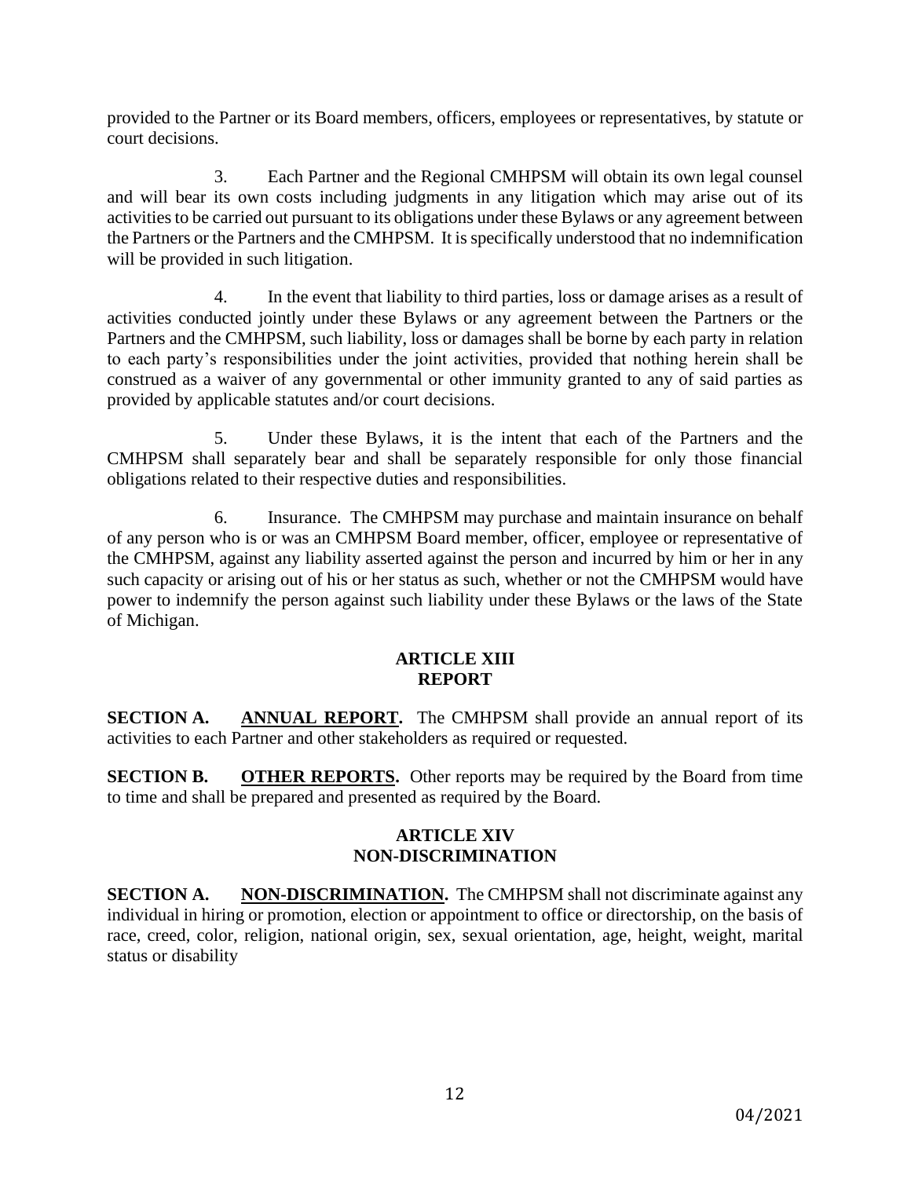provided to the Partner or its Board members, officers, employees or representatives, by statute or court decisions.

3. Each Partner and the Regional CMHPSM will obtain its own legal counsel and will bear its own costs including judgments in any litigation which may arise out of its activities to be carried out pursuant to its obligations under these Bylaws or any agreement between the Partners or the Partners and the CMHPSM. It is specifically understood that no indemnification will be provided in such litigation.

4. In the event that liability to third parties, loss or damage arises as a result of activities conducted jointly under these Bylaws or any agreement between the Partners or the Partners and the CMHPSM, such liability, loss or damages shall be borne by each party in relation to each party's responsibilities under the joint activities, provided that nothing herein shall be construed as a waiver of any governmental or other immunity granted to any of said parties as provided by applicable statutes and/or court decisions.

5. Under these Bylaws, it is the intent that each of the Partners and the CMHPSM shall separately bear and shall be separately responsible for only those financial obligations related to their respective duties and responsibilities.

6. Insurance. The CMHPSM may purchase and maintain insurance on behalf of any person who is or was an CMHPSM Board member, officer, employee or representative of the CMHPSM, against any liability asserted against the person and incurred by him or her in any such capacity or arising out of his or her status as such, whether or not the CMHPSM would have power to indemnify the person against such liability under these Bylaws or the laws of the State of Michigan.

## ARTICLE XIII
## REPORT

**SECTION A. ANNUAL REPORT.** The CMHPSM shall provide an annual report of its activities to each Partner and other stakeholders as required or requested.

**SECTION B. OTHER REPORTS.** Other reports may be required by the Board from time to time and shall be prepared and presented as required by the Board.

## ARTICLE XIV
## NON-DISCRIMINATION

**SECTION A. NON-DISCRIMINATION.** The CMHPSM shall not discriminate against any individual in hiring or promotion, election or appointment to office or directorship, on the basis of race, creed, color, religion, national origin, sex, sexual orientation, age, height, weight, marital status or disability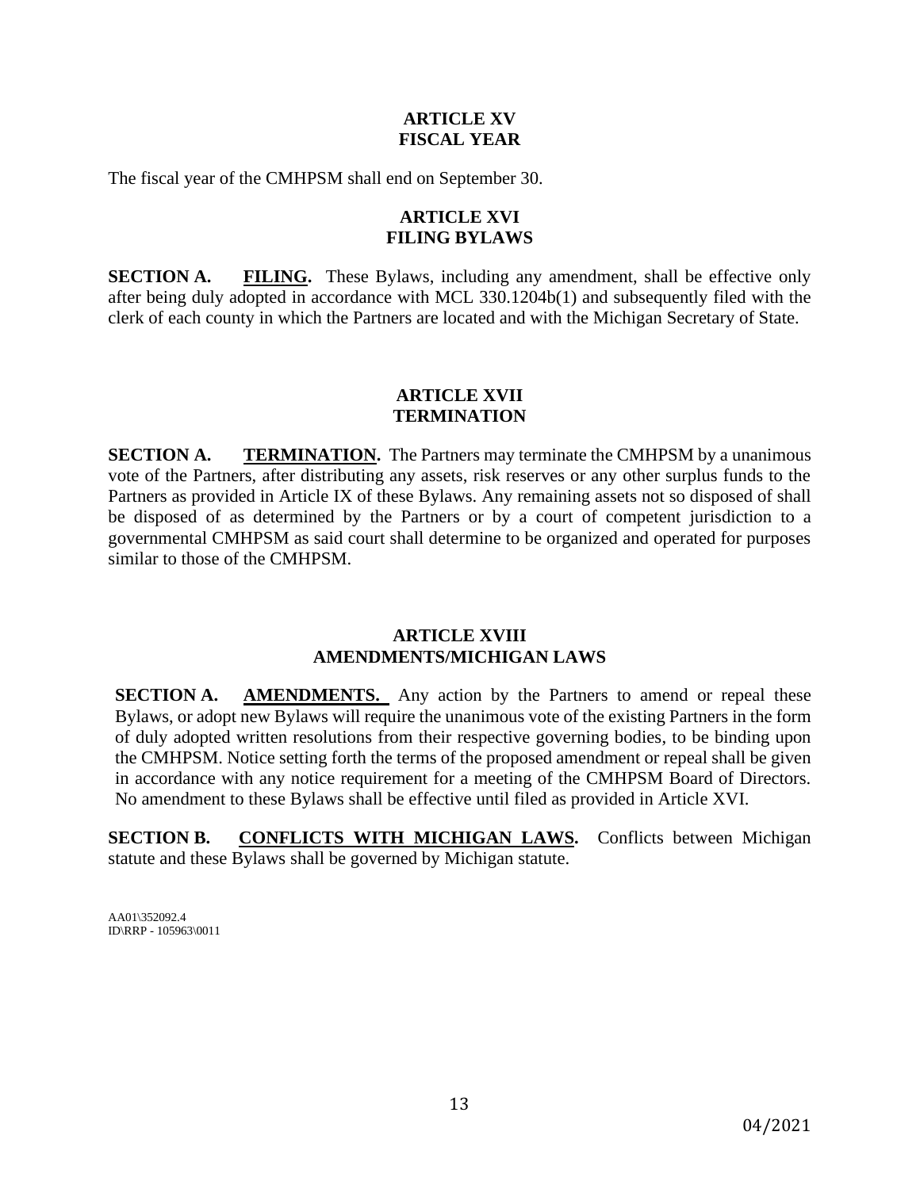## ARTICLE XV
## FISCAL YEAR

The fiscal year of the CMHPSM shall end on September 30.

## ARTICLE XVI
## FILING BYLAWS

**SECTION A.** **FILING.** These Bylaws, including any amendment, shall be effective only after being duly adopted in accordance with MCL 330.1204b(1) and subsequently filed with the clerk of each county in which the Partners are located and with the Michigan Secretary of State.

## ARTICLE XVII
## TERMINATION

**SECTION A.** **TERMINATION.** The Partners may terminate the CMHPSM by a unanimous vote of the Partners, after distributing any assets, risk reserves or any other surplus funds to the Partners as provided in Article IX of these Bylaws. Any remaining assets not so disposed of shall be disposed of as determined by the Partners or by a court of competent jurisdiction to a governmental CMHPSM as said court shall determine to be organized and operated for purposes similar to those of the CMHPSM.

## ARTICLE XVIII
## AMENDMENTS/MICHIGAN LAWS

**SECTION A.** **AMENDMENTS.** Any action by the Partners to amend or repeal these Bylaws, or adopt new Bylaws will require the unanimous vote of the existing Partners in the form of duly adopted written resolutions from their respective governing bodies, to be binding upon the CMHPSM. Notice setting forth the terms of the proposed amendment or repeal shall be given in accordance with any notice requirement for a meeting of the CMHPSM Board of Directors. No amendment to these Bylaws shall be effective until filed as provided in Article XVI.

**SECTION B.** **CONFLICTS WITH MICHIGAN LAWS.** Conflicts between Michigan statute and these Bylaws shall be governed by Michigan statute.

AA01\352092.4
ID\RRP - 105963\0011